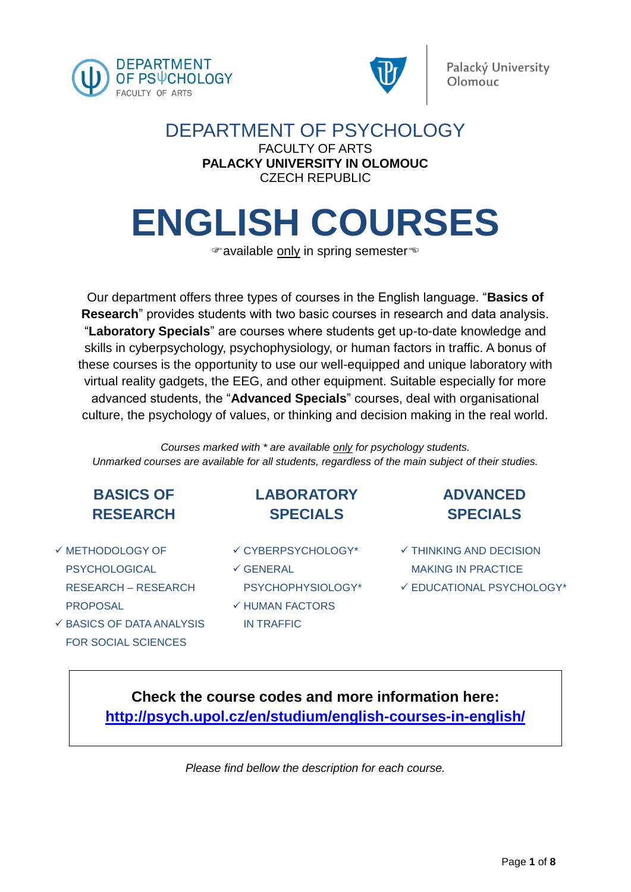# DEPARTMENT OF PSYCHOLOGY

FACULTY OF ARTS

**PALACKY UNIVERSITY IN OLOMOUC**

CZECH REPUBLIC

# ENGLISH COURSES

☞available only in spring semester☜

Our department offers three types of courses in the English language. "**Basics of Research**" provides students with two basic courses in research and data analysis. "**Laboratory Specials**" are courses where students get up-to-date knowledge and skills in cyberpsychology, psychophysiology, or human factors in traffic. A bonus of these courses is the opportunity to use our well-equipped and unique laboratory with virtual reality gadgets, the EEG, and other equipment. Suitable especially for more advanced students, the "**Advanced Specials**" courses, deal with organisational culture, the psychology of values, or thinking and decision making in the real world.

*Courses marked with * are available only for psychology students.*
*Unmarked courses are available for all students, regardless of the main subject of their studies.*

## BASICS OF RESEARCH

- ✓ METHODOLOGY OF PSYCHOLOGICAL RESEARCH – RESEARCH PROPOSAL
- ✓ BASICS OF DATA ANALYSIS FOR SOCIAL SCIENCES

## LABORATORY SPECIALS

- ✓ CYBERPSYCHOLOGY*
- ✓ GENERAL PSYCHOPHYSIOLOGY*
- ✓ HUMAN FACTORS IN TRAFFIC

## ADVANCED SPECIALS

- ✓ THINKING AND DECISION MAKING IN PRACTICE
- ✓ EDUCATIONAL PSYCHOLOGY*

**Check the course codes and more information here:**
**http://psych.upol.cz/en/studium/english-courses-in-english/**

*Please find bellow the description for each course.*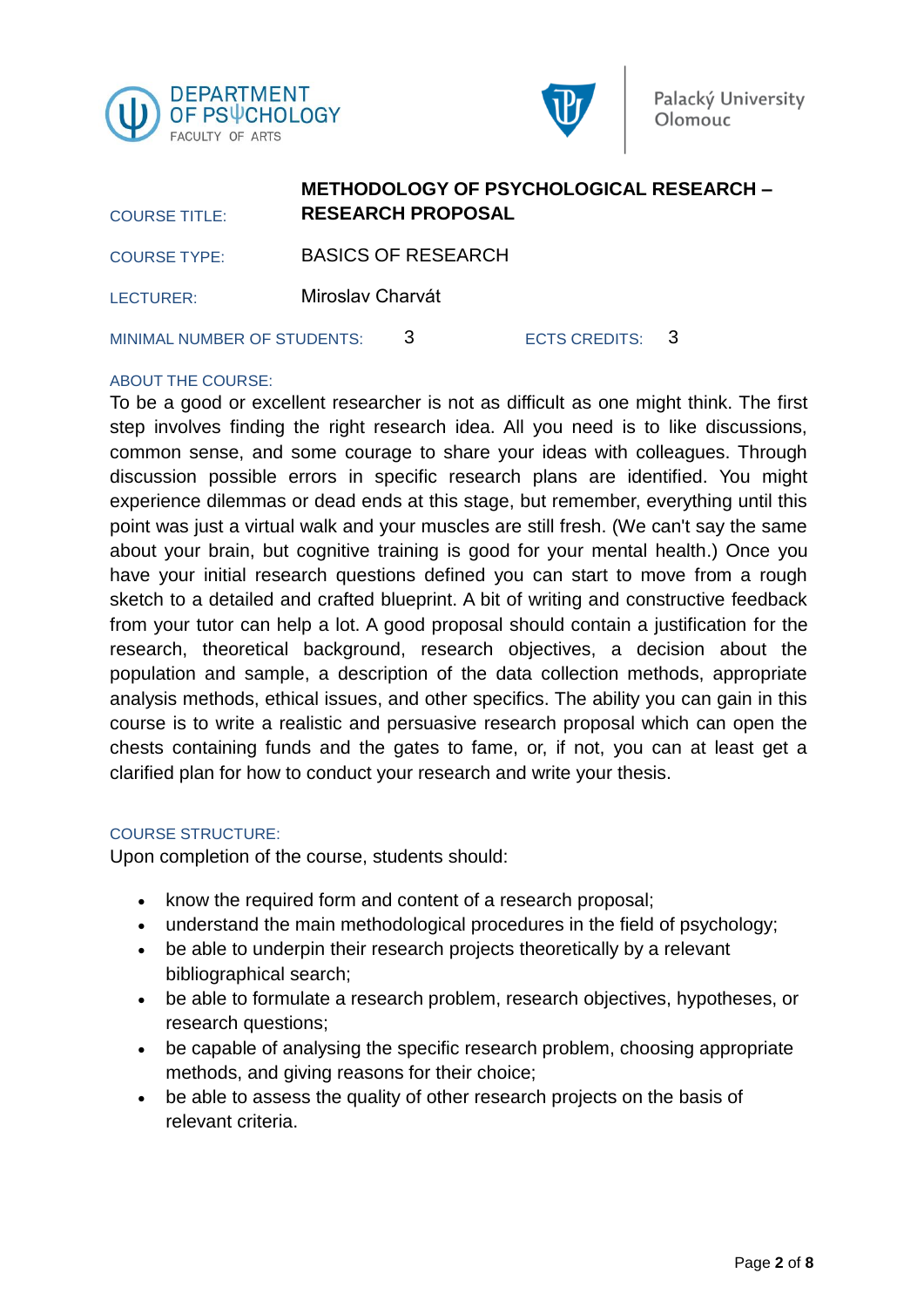| | |
|---|---|
| COURSE TITLE: | **METHODOLOGY OF PSYCHOLOGICAL RESEARCH – RESEARCH PROPOSAL** |
| COURSE TYPE: | BASICS OF RESEARCH |
| LECTURER: | Miroslav Charvát |
| MINIMAL NUMBER OF STUDENTS: | 3 |
| ECTS CREDITS: | 3 |

## ABOUT THE COURSE:

To be a good or excellent researcher is not as difficult as one might think. The first step involves finding the right research idea. All you need is to like discussions, common sense, and some courage to share your ideas with colleagues. Through discussion possible errors in specific research plans are identified. You might experience dilemmas or dead ends at this stage, but remember, everything until this point was just a virtual walk and your muscles are still fresh. (We can't say the same about your brain, but cognitive training is good for your mental health.) Once you have your initial research questions defined you can start to move from a rough sketch to a detailed and crafted blueprint. A bit of writing and constructive feedback from your tutor can help a lot. A good proposal should contain a justification for the research, theoretical background, research objectives, a decision about the population and sample, a description of the data collection methods, appropriate analysis methods, ethical issues, and other specifics. The ability you can gain in this course is to write a realistic and persuasive research proposal which can open the chests containing funds and the gates to fame, or, if not, you can at least get a clarified plan for how to conduct your research and write your thesis.

## COURSE STRUCTURE:

Upon completion of the course, students should:

- know the required form and content of a research proposal;
- understand the main methodological procedures in the field of psychology;
- be able to underpin their research projects theoretically by a relevant bibliographical search;
- be able to formulate a research problem, research objectives, hypotheses, or research questions;
- be capable of analysing the specific research problem, choosing appropriate methods, and giving reasons for their choice;
- be able to assess the quality of other research projects on the basis of relevant criteria.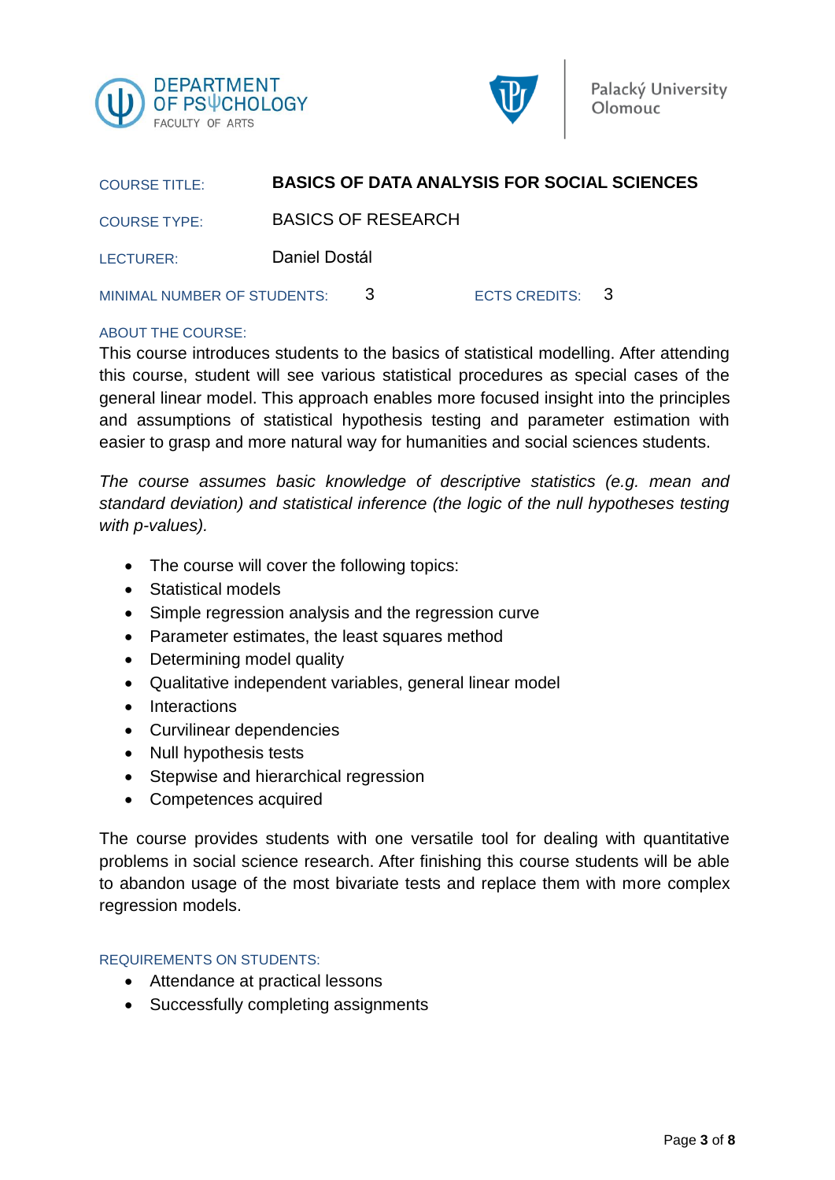COURSE TITLE: **BASICS OF DATA ANALYSIS FOR SOCIAL SCIENCES**

COURSE TYPE: BASICS OF RESEARCH

LECTURER: Daniel Dostál

MINIMAL NUMBER OF STUDENTS: 3 ECTS CREDITS: 3

ABOUT THE COURSE:

This course introduces students to the basics of statistical modelling. After attending this course, student will see various statistical procedures as special cases of the general linear model. This approach enables more focused insight into the principles and assumptions of statistical hypothesis testing and parameter estimation with easier to grasp and more natural way for humanities and social sciences students.

*The course assumes basic knowledge of descriptive statistics (e.g. mean and standard deviation) and statistical inference (the logic of the null hypotheses testing with p-values).*

- The course will cover the following topics:
- Statistical models
- Simple regression analysis and the regression curve
- Parameter estimates, the least squares method
- Determining model quality
- Qualitative independent variables, general linear model
- Interactions
- Curvilinear dependencies
- Null hypothesis tests
- Stepwise and hierarchical regression
- Competences acquired

The course provides students with one versatile tool for dealing with quantitative problems in social science research. After finishing this course students will be able to abandon usage of the most bivariate tests and replace them with more complex regression models.

REQUIREMENTS ON STUDENTS:

- Attendance at practical lessons
- Successfully completing assignments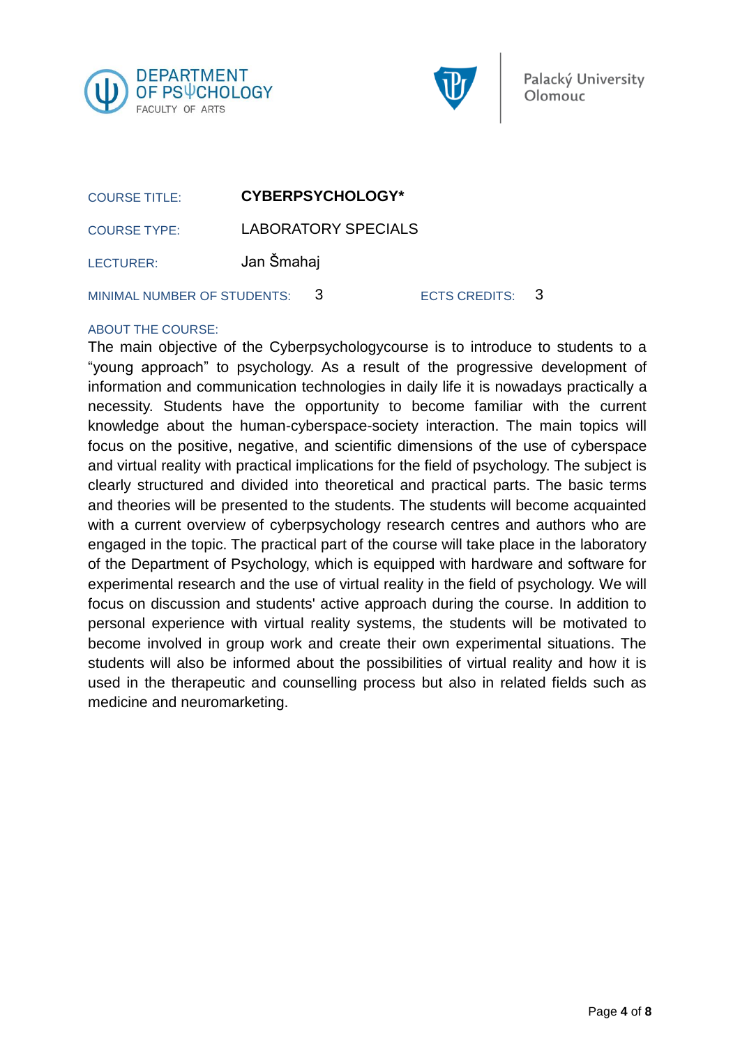DEPARTMENT OF PSΨCHOLOGY
FACULTY OF ARTS

Palacký University Olomouc

COURSE TITLE: **CYBERPSYCHOLOGY***

COURSE TYPE: LABORATORY SPECIALS

LECTURER: Jan Šmahaj

MINIMAL NUMBER OF STUDENTS: 3 ECTS CREDITS: 3

ABOUT THE COURSE:

The main objective of the Cyberpsychologycourse is to introduce to students to a "young approach" to psychology. As a result of the progressive development of information and communication technologies in daily life it is nowadays practically a necessity. Students have the opportunity to become familiar with the current knowledge about the human-cyberspace-society interaction. The main topics will focus on the positive, negative, and scientific dimensions of the use of cyberspace and virtual reality with practical implications for the field of psychology. The subject is clearly structured and divided into theoretical and practical parts. The basic terms and theories will be presented to the students. The students will become acquainted with a current overview of cyberpsychology research centres and authors who are engaged in the topic. The practical part of the course will take place in the laboratory of the Department of Psychology, which is equipped with hardware and software for experimental research and the use of virtual reality in the field of psychology. We will focus on discussion and students' active approach during the course. In addition to personal experience with virtual reality systems, the students will be motivated to become involved in group work and create their own experimental situations. The students will also be informed about the possibilities of virtual reality and how it is used in the therapeutic and counselling process but also in related fields such as medicine and neuromarketing.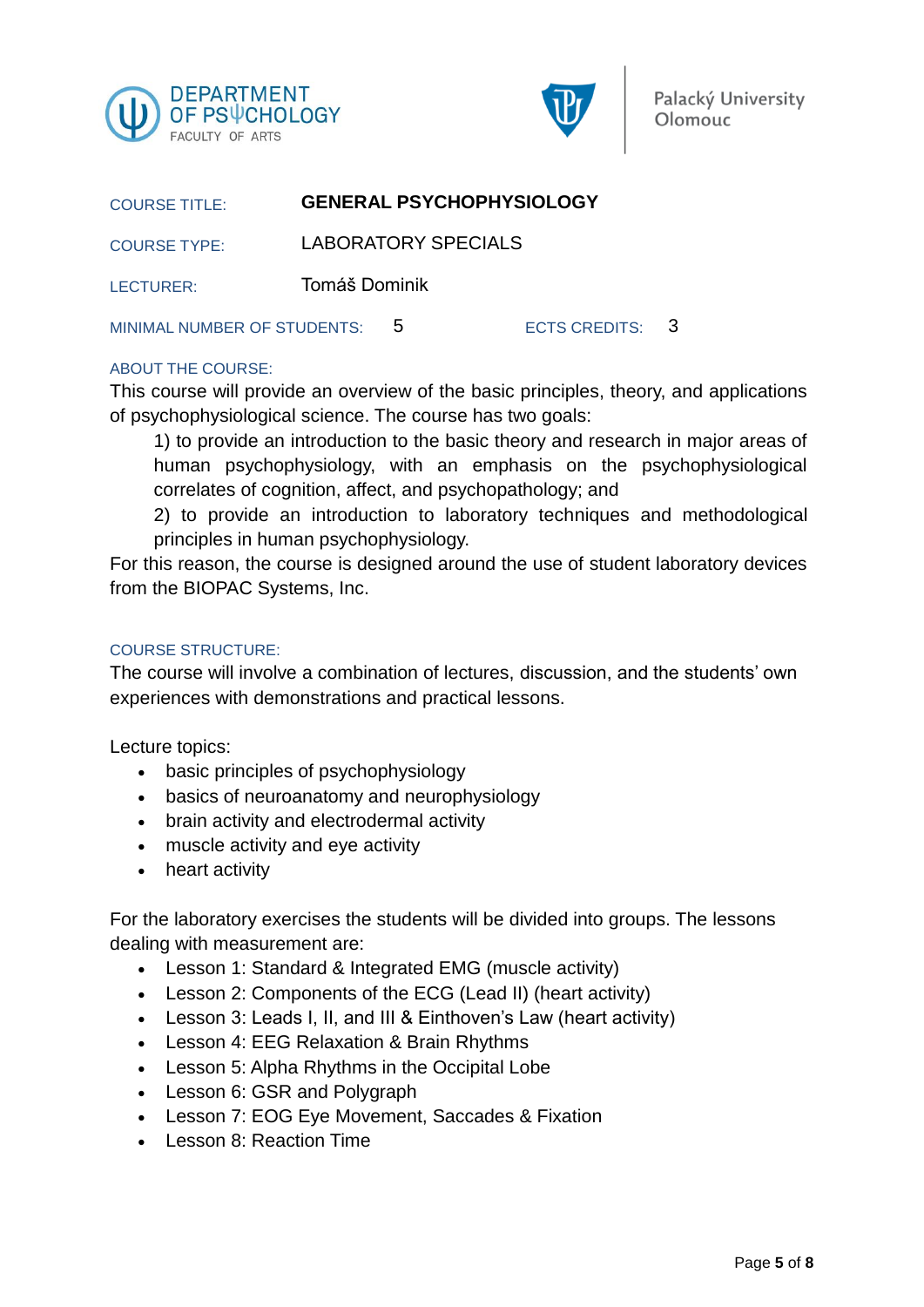DEPARTMENT OF PSYCHOLOGY
FACULTY OF ARTS

Palacký University Olomouc

COURSE TITLE: **GENERAL PSYCHOPHYSIOLOGY**

COURSE TYPE: LABORATORY SPECIALS

LECTURER: Tomáš Dominik

MINIMAL NUMBER OF STUDENTS: 5 ECTS CREDITS: 3

ABOUT THE COURSE:

This course will provide an overview of the basic principles, theory, and applications of psychophysiological science. The course has two goals:

1) to provide an introduction to the basic theory and research in major areas of human psychophysiology, with an emphasis on the psychophysiological correlates of cognition, affect, and psychopathology; and
2) to provide an introduction to laboratory techniques and methodological principles in human psychophysiology.

For this reason, the course is designed around the use of student laboratory devices from the BIOPAC Systems, Inc.

COURSE STRUCTURE:

The course will involve a combination of lectures, discussion, and the students' own experiences with demonstrations and practical lessons.

Lecture topics:

- basic principles of psychophysiology
- basics of neuroanatomy and neurophysiology
- brain activity and electrodermal activity
- muscle activity and eye activity
- heart activity

For the laboratory exercises the students will be divided into groups. The lessons dealing with measurement are:

- Lesson 1: Standard & Integrated EMG (muscle activity)
- Lesson 2: Components of the ECG (Lead II) (heart activity)
- Lesson 3: Leads I, II, and III & Einthoven's Law (heart activity)
- Lesson 4: EEG Relaxation & Brain Rhythms
- Lesson 5: Alpha Rhythms in the Occipital Lobe
- Lesson 6: GSR and Polygraph
- Lesson 7: EOG Eye Movement, Saccades & Fixation
- Lesson 8: Reaction Time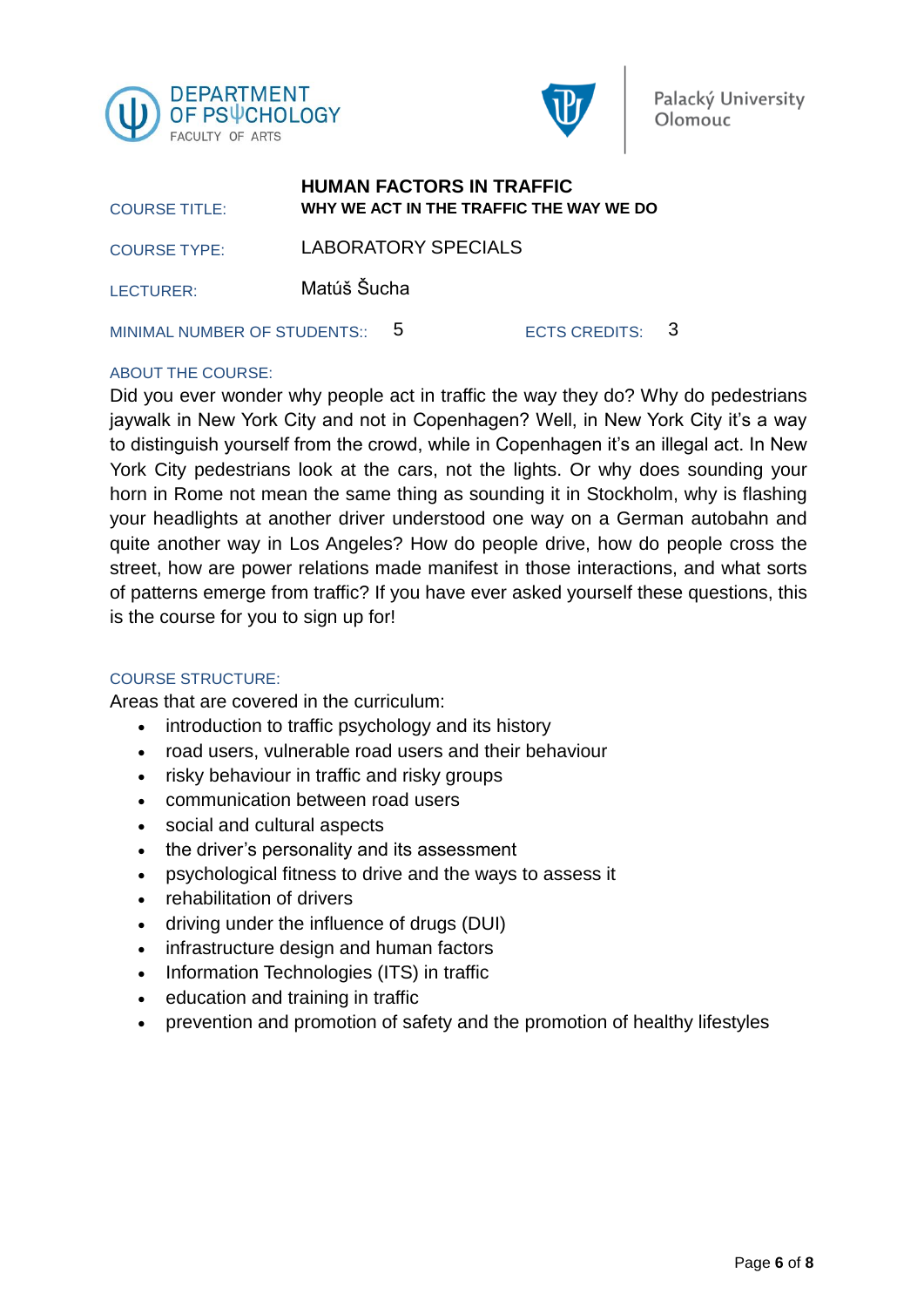DEPARTMENT OF PSYCHOLOGY
FACULTY OF ARTS

Palacký University Olomouc

| | |
|---|---|
| COURSE TITLE: | **HUMAN FACTORS IN TRAFFIC**<br>**WHY WE ACT IN THE TRAFFIC THE WAY WE DO** |
| COURSE TYPE: | LABORATORY SPECIALS |
| LECTURER: | Matúš Šucha |
| MINIMAL NUMBER OF STUDENTS:: | 5 |
| ECTS CREDITS: | 3 |

ABOUT THE COURSE:

Did you ever wonder why people act in traffic the way they do? Why do pedestrians jaywalk in New York City and not in Copenhagen? Well, in New York City it's a way to distinguish yourself from the crowd, while in Copenhagen it's an illegal act. In New York City pedestrians look at the cars, not the lights. Or why does sounding your horn in Rome not mean the same thing as sounding it in Stockholm, why is flashing your headlights at another driver understood one way on a German autobahn and quite another way in Los Angeles? How do people drive, how do people cross the street, how are power relations made manifest in those interactions, and what sorts of patterns emerge from traffic? If you have ever asked yourself these questions, this is the course for you to sign up for!

COURSE STRUCTURE:

Areas that are covered in the curriculum:

- introduction to traffic psychology and its history
- road users, vulnerable road users and their behaviour
- risky behaviour in traffic and risky groups
- communication between road users
- social and cultural aspects
- the driver's personality and its assessment
- psychological fitness to drive and the ways to assess it
- rehabilitation of drivers
- driving under the influence of drugs (DUI)
- infrastructure design and human factors
- Information Technologies (ITS) in traffic
- education and training in traffic
- prevention and promotion of safety and the promotion of healthy lifestyles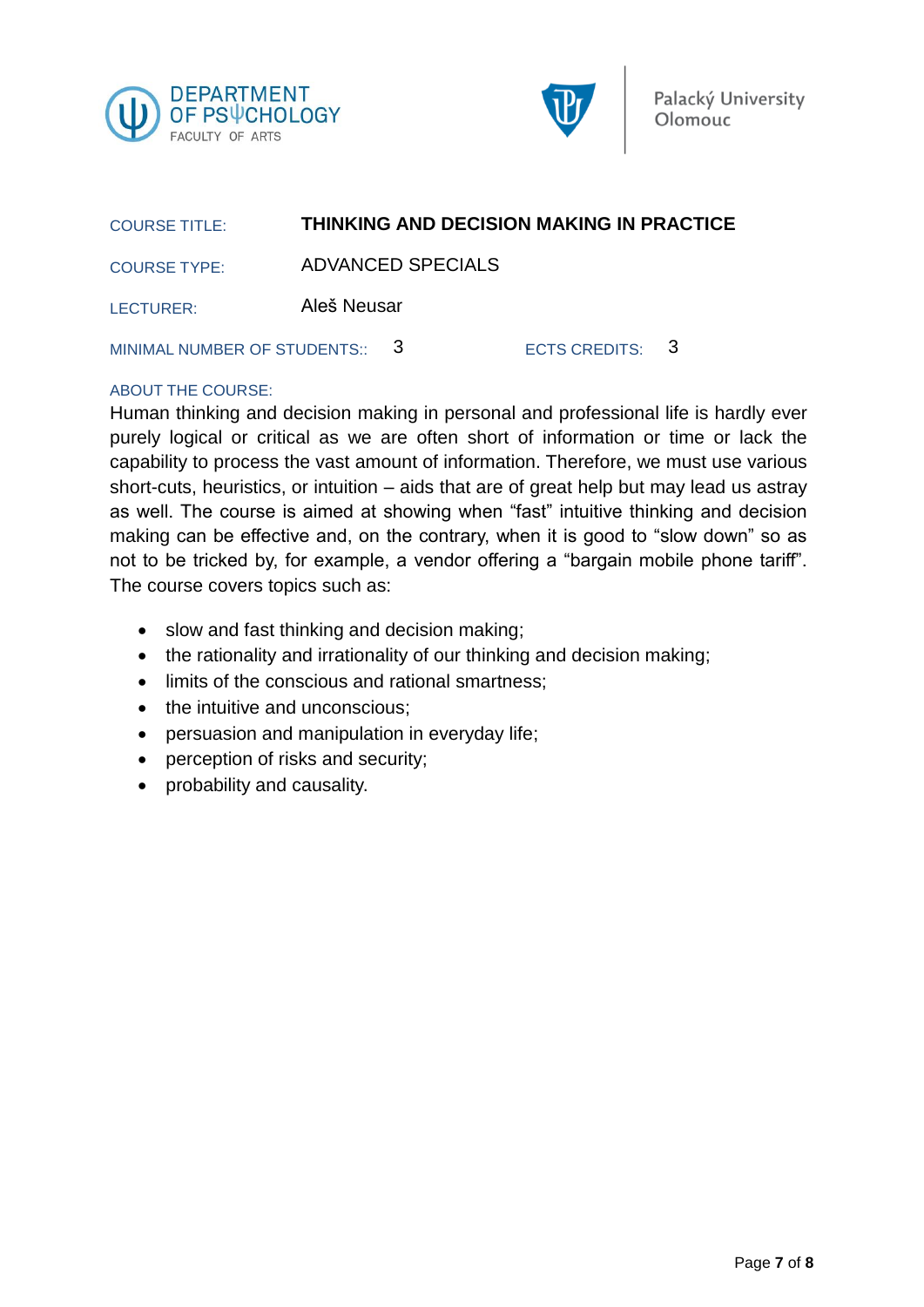DEPARTMENT OF PSΨCHOLOGY
FACULTY OF ARTS

Palacký University Olomouc

COURSE TITLE: **THINKING AND DECISION MAKING IN PRACTICE**

COURSE TYPE: ADVANCED SPECIALS

LECTURER: Aleš Neusar

MINIMAL NUMBER OF STUDENTS:: 3 ECTS CREDITS: 3

ABOUT THE COURSE:

Human thinking and decision making in personal and professional life is hardly ever purely logical or critical as we are often short of information or time or lack the capability to process the vast amount of information. Therefore, we must use various short-cuts, heuristics, or intuition – aids that are of great help but may lead us astray as well. The course is aimed at showing when "fast" intuitive thinking and decision making can be effective and, on the contrary, when it is good to "slow down" so as not to be tricked by, for example, a vendor offering a "bargain mobile phone tariff". The course covers topics such as:

- slow and fast thinking and decision making;
- the rationality and irrationality of our thinking and decision making;
- limits of the conscious and rational smartness;
- the intuitive and unconscious;
- persuasion and manipulation in everyday life;
- perception of risks and security;
- probability and causality.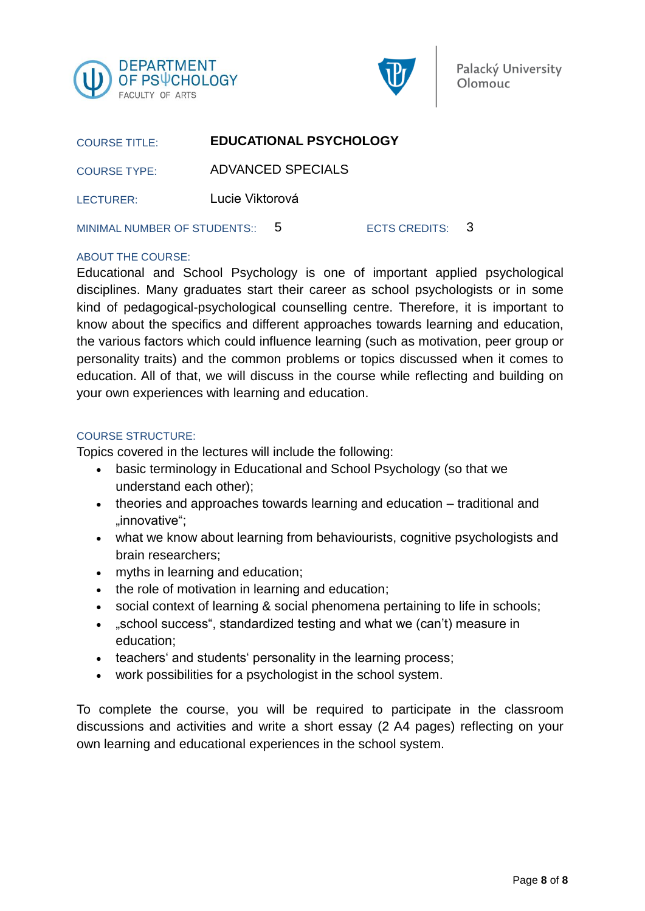COURSE TITLE: **EDUCATIONAL PSYCHOLOGY**

COURSE TYPE: ADVANCED SPECIALS

LECTURER: Lucie Viktorová

MINIMAL NUMBER OF STUDENTS:: 5 ECTS CREDITS: 3

ABOUT THE COURSE:

Educational and School Psychology is one of important applied psychological disciplines. Many graduates start their career as school psychologists or in some kind of pedagogical-psychological counselling centre. Therefore, it is important to know about the specifics and different approaches towards learning and education, the various factors which could influence learning (such as motivation, peer group or personality traits) and the common problems or topics discussed when it comes to education. All of that, we will discuss in the course while reflecting and building on your own experiences with learning and education.

COURSE STRUCTURE:

Topics covered in the lectures will include the following:

- basic terminology in Educational and School Psychology (so that we understand each other);
- theories and approaches towards learning and education – traditional and „innovative";
- what we know about learning from behaviourists, cognitive psychologists and brain researchers;
- myths in learning and education;
- the role of motivation in learning and education;
- social context of learning & social phenomena pertaining to life in schools;
- „school success", standardized testing and what we (can't) measure in education;
- teachers' and students' personality in the learning process;
- work possibilities for a psychologist in the school system.

To complete the course, you will be required to participate in the classroom discussions and activities and write a short essay (2 A4 pages) reflecting on your own learning and educational experiences in the school system.